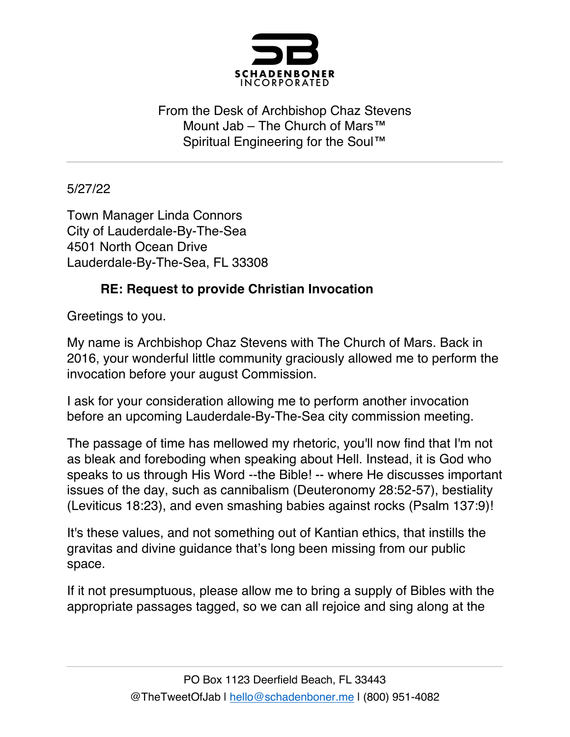**SCHADENBONER INCORPORATED**

From the Desk of Archbishop Chaz Stevens
Mount Jab – The Church of Mars™
Spiritual Engineering for the Soul™

---

5/27/22

Town Manager Linda Connors
City of Lauderdale-By-The-Sea
4501 North Ocean Drive
Lauderdale-By-The-Sea, FL 33308

**RE: Request to provide Christian Invocation**

Greetings to you.

My name is Archbishop Chaz Stevens with The Church of Mars. Back in 2016, your wonderful little community graciously allowed me to perform the invocation before your august Commission.

I ask for your consideration allowing me to perform another invocation before an upcoming Lauderdale-By-The-Sea city commission meeting.

The passage of time has mellowed my rhetoric, you'll now find that I'm not as bleak and foreboding when speaking about Hell. Instead, it is God who speaks to us through His Word --the Bible! -- where He discusses important issues of the day, such as cannibalism (Deuteronomy 28:52-57), bestiality (Leviticus 18:23), and even smashing babies against rocks (Psalm 137:9)!

It's these values, and not something out of Kantian ethics, that instills the gravitas and divine guidance that's long been missing from our public space.

If it not presumptuous, please allow me to bring a supply of Bibles with the appropriate passages tagged, so we can all rejoice and sing along at the

---

PO Box 1123 Deerfield Beach, FL 33443
@TheTweetOfJab | hello@schadenboner.me | (800) 951-4082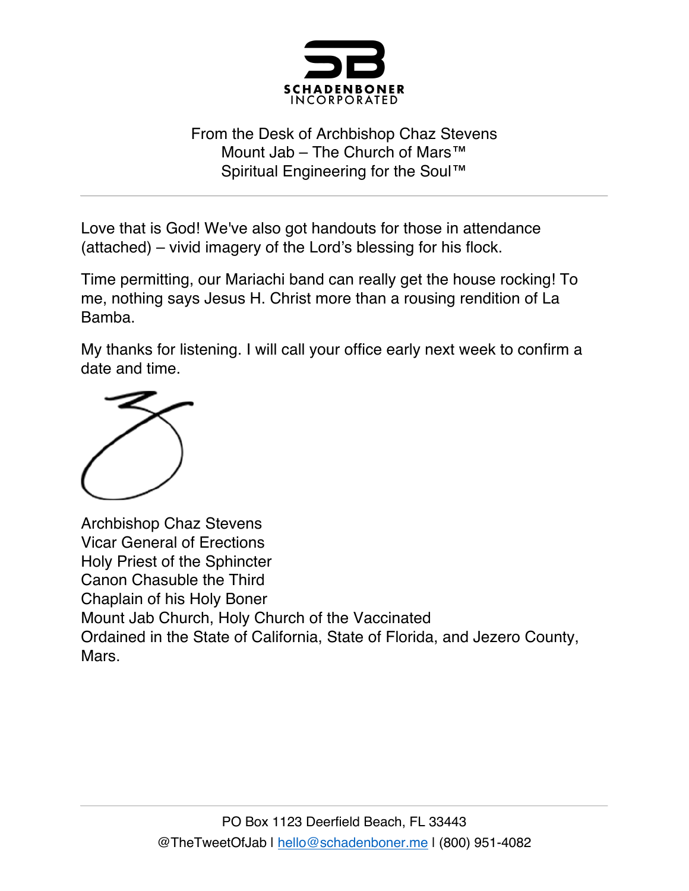SCHADENBONER INCORPORATED

From the Desk of Archbishop Chaz Stevens
Mount Jab – The Church of Mars™
Spiritual Engineering for the Soul™

---

Love that is God! We've also got handouts for those in attendance (attached) – vivid imagery of the Lord's blessing for his flock.

Time permitting, our Mariachi band can really get the house rocking! To me, nothing says Jesus H. Christ more than a rousing rendition of La Bamba.

My thanks for listening. I will call your office early next week to confirm a date and time.

Archbishop Chaz Stevens
Vicar General of Erections
Holy Priest of the Sphincter
Canon Chasuble the Third
Chaplain of his Holy Boner
Mount Jab Church, Holy Church of the Vaccinated
Ordained in the State of California, State of Florida, and Jezero County, Mars.

---

PO Box 1123 Deerfield Beach, FL 33443
@TheTweetOfJab | hello@schadenboner.me | (800) 951-4082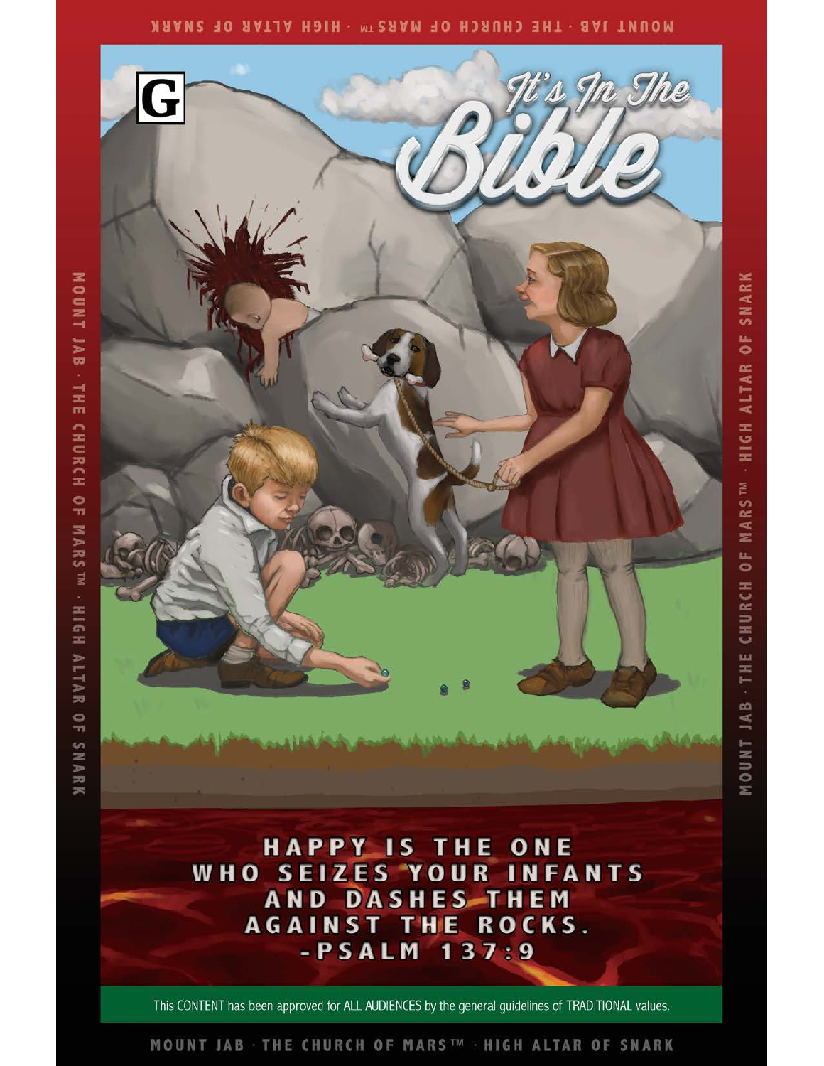G

*It's In The*

# Bible

**HAPPY IS THE ONE WHO SEIZES YOUR INFANTS AND DASHES THEM AGAINST THE ROCKS.**
**-PSALM 137:9**

This CONTENT has been approved for ALL AUDIENCES by the general guidelines of TRADITIONAL values.

MOUNT JAB · THE CHURCH OF MARS™ · HIGH ALTAR OF SNARK